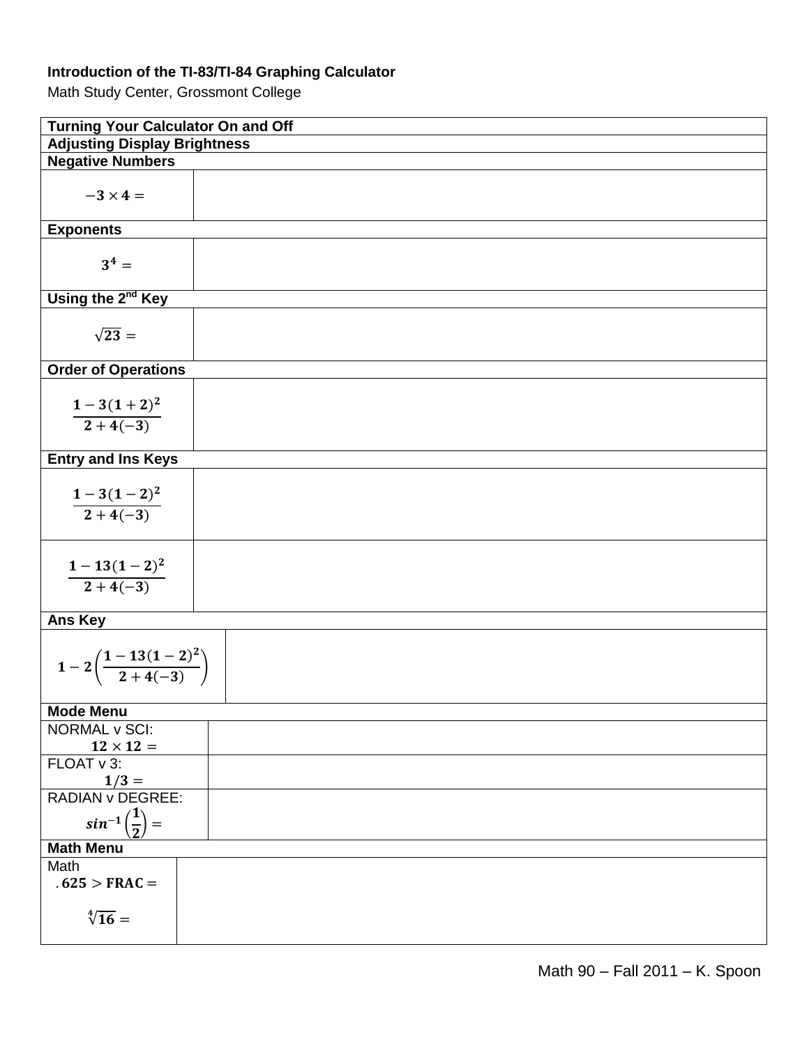**Introduction of the TI-83/TI-84 Graphing Calculator**

Math Study Center, Grossmont College

| **Turning Your Calculator On and Off** | |
|---|---|
| **Adjusting Display Brightness** | |
| **Negative Numbers** | |
| $-3 \times 4 =$ | |
| **Exponents** | |
| $3^4 =$ | |
| **Using the 2nd Key** | |
| $\sqrt{23} =$ | |
| **Order of Operations** | |
| $\frac{1-3(1+2)^2}{2+4(-3)}$ | |
| **Entry and Ins Keys** | |
| $\frac{1-3(1-2)^2}{2+4(-3)}$ | |
| $\frac{1-13(1-2)^2}{2+4(-3)}$ | |
| **Ans Key** | |
| $1-2\left(\frac{1-13(1-2)^2}{2+4(-3)}\right)$ | |
| **Mode Menu** | |
| NORMAL v SCI: $12 \times 12 =$ | |
| FLOAT v 3: $1/3 =$ | |
| RADIAN v DEGREE: $sin^{-1}\left(\frac{1}{2}\right) =$ | |
| **Math Menu** | |
| Math $.625 > \text{FRAC} =$ $\sqrt[4]{16} =$ | |

Math 90 – Fall 2011 – K. Spoon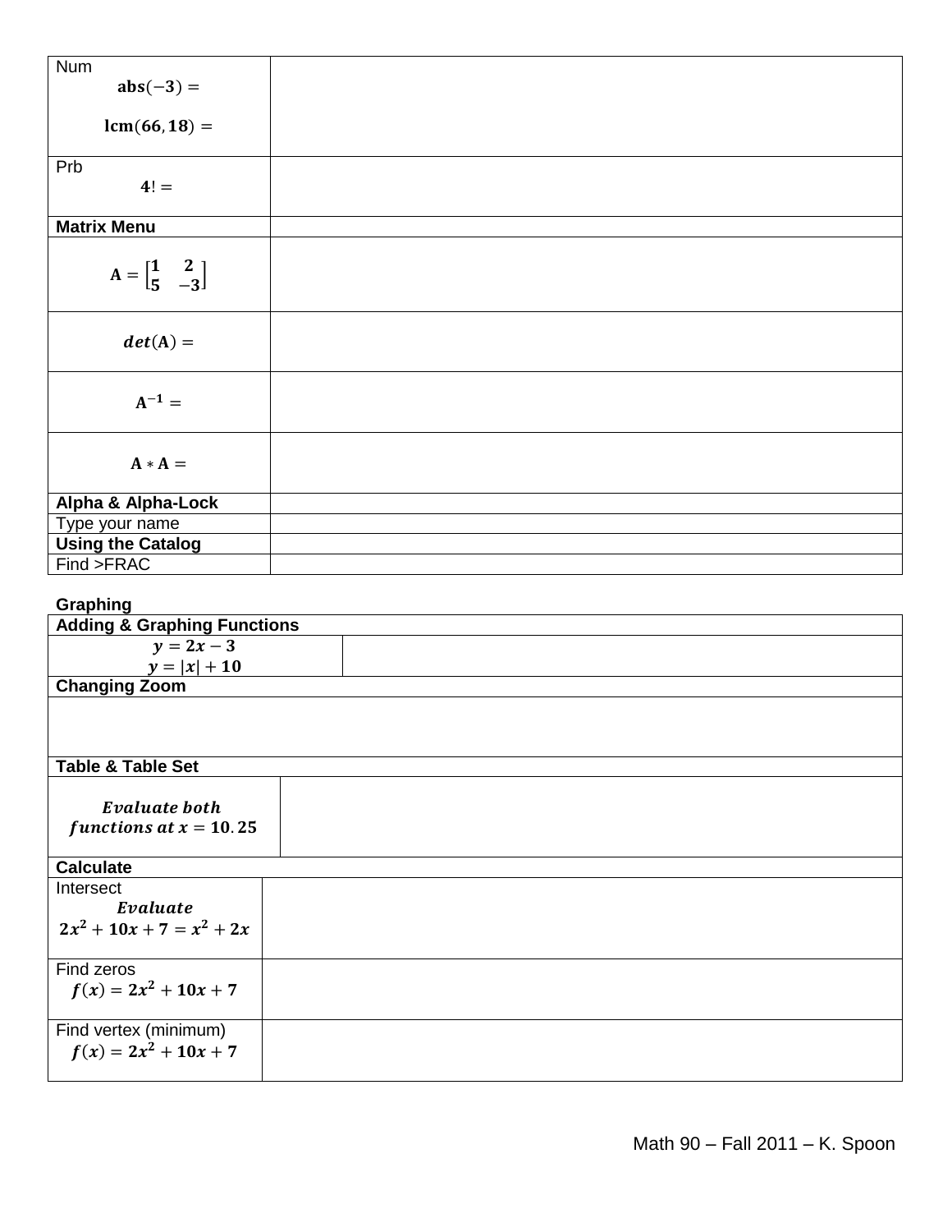| | |
|---|---|
| Num<br>$\mathbf{abs}(-3) =$<br>$\mathbf{lcm}(66, 18) =$ | |
| Prb<br>$4! =$ | |
| **Matrix Menu** | |
| $\mathbf{A} = \begin{bmatrix} 1 & 2 \\ 5 & -3 \end{bmatrix}$ | |
| $det(\mathbf{A}) =$ | |
| $\mathbf{A}^{-1} =$ | |
| $\mathbf{A} * \mathbf{A} =$ | |
| **Alpha & Alpha-Lock** | |
| Type your name | |
| **Using the Catalog** | |
| Find >FRAC | |

**Graphing**

| | |
|---|---|
| **Adding & Graphing Functions** | |
| $y = 2x - 3$<br>$y = \|x\| + 10$ | |
| **Changing Zoom** | |
| | |
| **Table & Table Set** | |
| *Evaluate both functions at* $x = 10.25$ | |
| **Calculate** | |
| Intersect<br>*Evaluate*<br>$2x^2 + 10x + 7 = x^2 + 2x$ | |
| Find zeros<br>$f(x) = 2x^2 + 10x + 7$ | |
| Find vertex (minimum)<br>$f(x) = 2x^2 + 10x + 7$ | |

Math 90 – Fall 2011 – K. Spoon